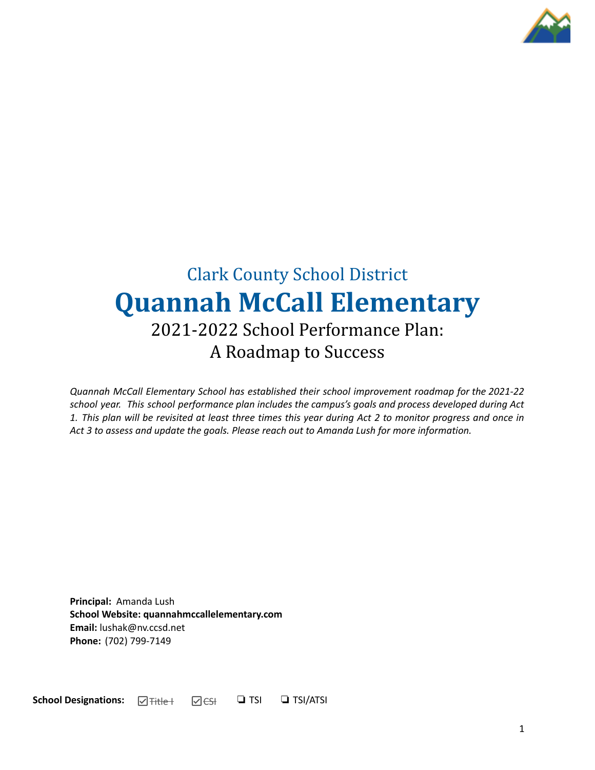Clark County School District

# Quannah McCall Elementary

## 2021-2022 School Performance Plan: A Roadmap to Success

*Quannah McCall Elementary School has established their school improvement roadmap for the 2021-22 school year. This school performance plan includes the campus's goals and process developed during Act 1. This plan will be revisited at least three times this year during Act 2 to monitor progress and once in Act 3 to assess and update the goals. Please reach out to Amanda Lush for more information.*

**Principal:** Amanda Lush
**School Website: quannahmccallelementary.com**
**Email:** lushak@nv.ccsd.net
**Phone:** (702) 799-7149

**School Designations:** ☑ ~~Title I~~ ☑ ~~CSI~~ ❏ TSI ❏ TSI/ATSI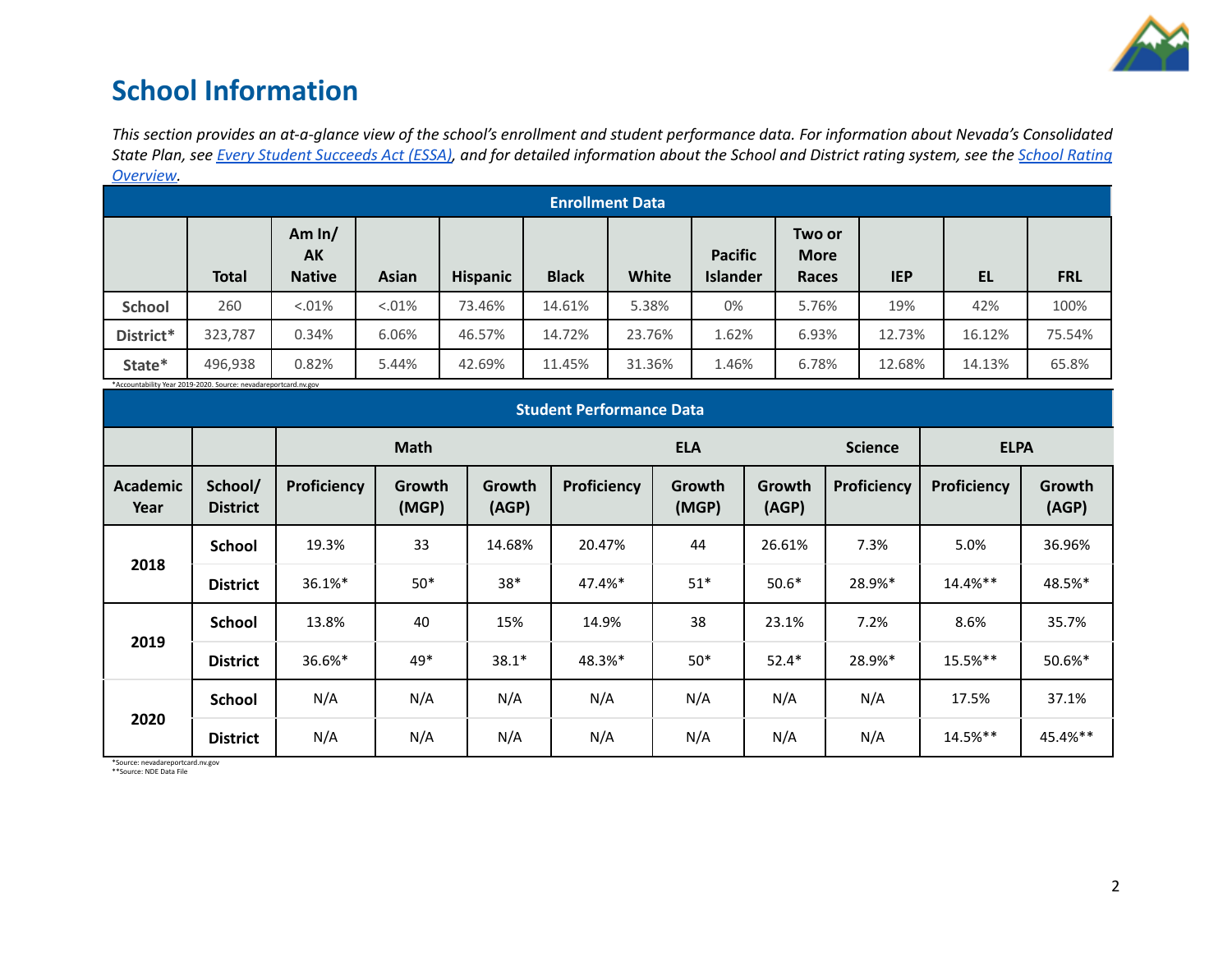# School Information

*This section provides an at-a-glance view of the school's enrollment and student performance data. For information about Nevada's Consolidated State Plan, see [Every Student Succeeds Act (ESSA)](), and for detailed information about the School and District rating system, see the [School Rating Overview]().*

| Enrollment Data | | | | | | | | | | | |
|---|---|---|---|---|---|---|---|---|---|---|---|
| | Total | Am In/ AK Native | Asian | Hispanic | Black | White | Pacific Islander | Two or More Races | IEP | EL | FRL |
| School | 260 | <.01% | <.01% | 73.46% | 14.61% | 5.38% | 0% | 5.76% | 19% | 42% | 100% |
| District* | 323,787 | 0.34% | 6.06% | 46.57% | 14.72% | 23.76% | 1.62% | 6.93% | 12.73% | 16.12% | 75.54% |
| State* | 496,938 | 0.82% | 5.44% | 42.69% | 11.45% | 31.36% | 1.46% | 6.78% | 12.68% | 14.13% | 65.8% |

*Accountability Year 2019-2020. Source: nevadareportcard.nv.gov

| Student Performance Data | | | | | | | | | | |
|---|---|---|---|---|---|---|---|---|---|---|
| | | Math | | | ELA | | | Science | ELPA | |
| Academic Year | School/ District | Proficiency | Growth (MGP) | Growth (AGP) | Proficiency | Growth (MGP) | Growth (AGP) | Proficiency | Proficiency | Growth (AGP) |
| 2018 | School | 19.3% | 33 | 14.68% | 20.47% | 44 | 26.61% | 7.3% | 5.0% | 36.96% |
| | District | 36.1%* | 50* | 38* | 47.4%* | 51* | 50.6* | 28.9%* | 14.4%** | 48.5%* |
| 2019 | School | 13.8% | 40 | 15% | 14.9% | 38 | 23.1% | 7.2% | 8.6% | 35.7% |
| | District | 36.6%* | 49* | 38.1* | 48.3%* | 50* | 52.4* | 28.9%* | 15.5%** | 50.6%* |
| 2020 | School | N/A | N/A | N/A | N/A | N/A | N/A | N/A | 17.5% | 37.1% |
| | District | N/A | N/A | N/A | N/A | N/A | N/A | N/A | 14.5%** | 45.4%** |

*Source: nevadareportcard.nv.gov
**Source: NDE Data File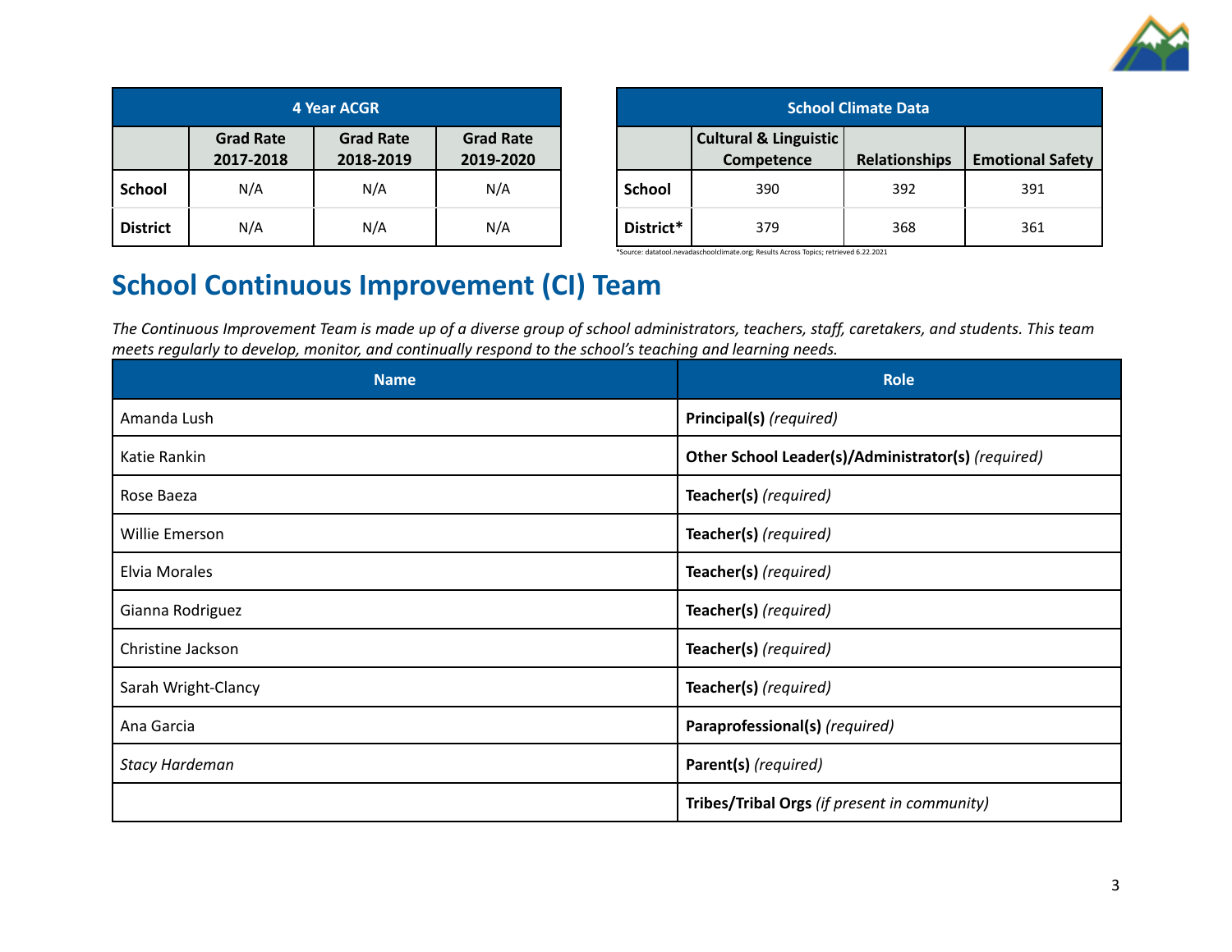| 4 Year ACGR | | | |
|---|---|---|---|
| | Grad Rate 2017-2018 | Grad Rate 2018-2019 | Grad Rate 2019-2020 |
| **School** | N/A | N/A | N/A |
| **District** | N/A | N/A | N/A |

| School Climate Data | | | |
|---|---|---|---|
| | Cultural & Linguistic Competence | Relationships | Emotional Safety |
| **School** | 390 | 392 | 391 |
| **District*** | 379 | 368 | 361 |

*Source: datatool.nevadaschoolclimate.org; Results Across Topics; retrieved 6.22.2021

## School Continuous Improvement (CI) Team

*The Continuous Improvement Team is made up of a diverse group of school administrators, teachers, staff, caretakers, and students. This team meets regularly to develop, monitor, and continually respond to the school's teaching and learning needs.*

| Name | Role |
|---|---|
| Amanda Lush | **Principal(s)** *(required)* |
| Katie Rankin | **Other School Leader(s)/Administrator(s)** *(required)* |
| Rose Baeza | **Teacher(s)** *(required)* |
| Willie Emerson | **Teacher(s)** *(required)* |
| Elvia Morales | **Teacher(s)** *(required)* |
| Gianna Rodriguez | **Teacher(s)** *(required)* |
| Christine Jackson | **Teacher(s)** *(required)* |
| Sarah Wright-Clancy | **Teacher(s)** *(required)* |
| Ana Garcia | **Paraprofessional(s)** *(required)* |
| *Stacy Hardeman* | **Parent(s)** *(required)* |
| | **Tribes/Tribal Orgs** *(if present in community)* |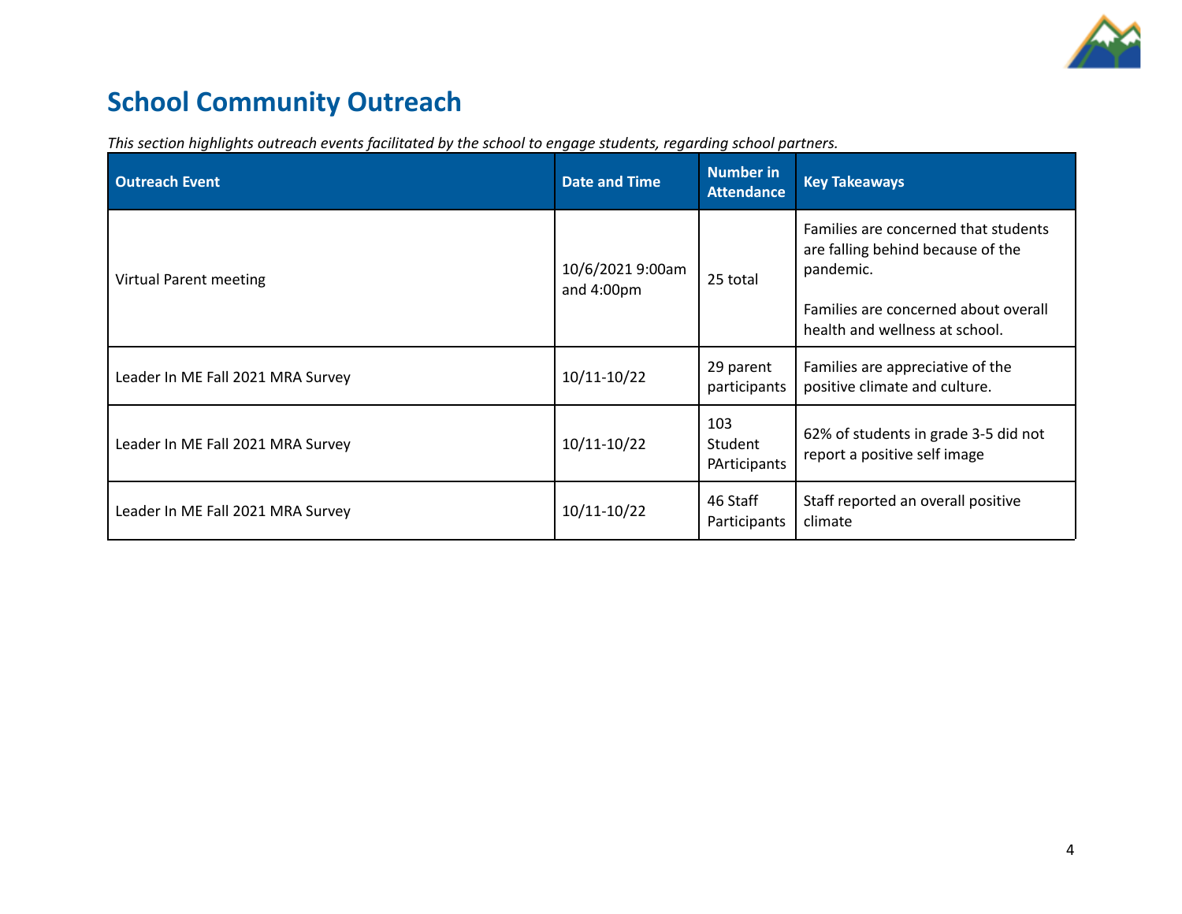## School Community Outreach

*This section highlights outreach events facilitated by the school to engage students, regarding school partners.*

| Outreach Event | Date and Time | Number in Attendance | Key Takeaways |
|---|---|---|---|
| Virtual Parent meeting | 10/6/2021 9:00am and 4:00pm | 25 total | Families are concerned that students are falling behind because of the pandemic.<br><br>Families are concerned about overall health and wellness at school. |
| Leader In ME Fall 2021 MRA Survey | 10/11-10/22 | 29 parent participants | Families are appreciative of the positive climate and culture. |
| Leader In ME Fall 2021 MRA Survey | 10/11-10/22 | 103 Student PArticipants | 62% of students in grade 3-5 did not report a positive self image |
| Leader In ME Fall 2021 MRA Survey | 10/11-10/22 | 46 Staff Participants | Staff reported an overall positive climate |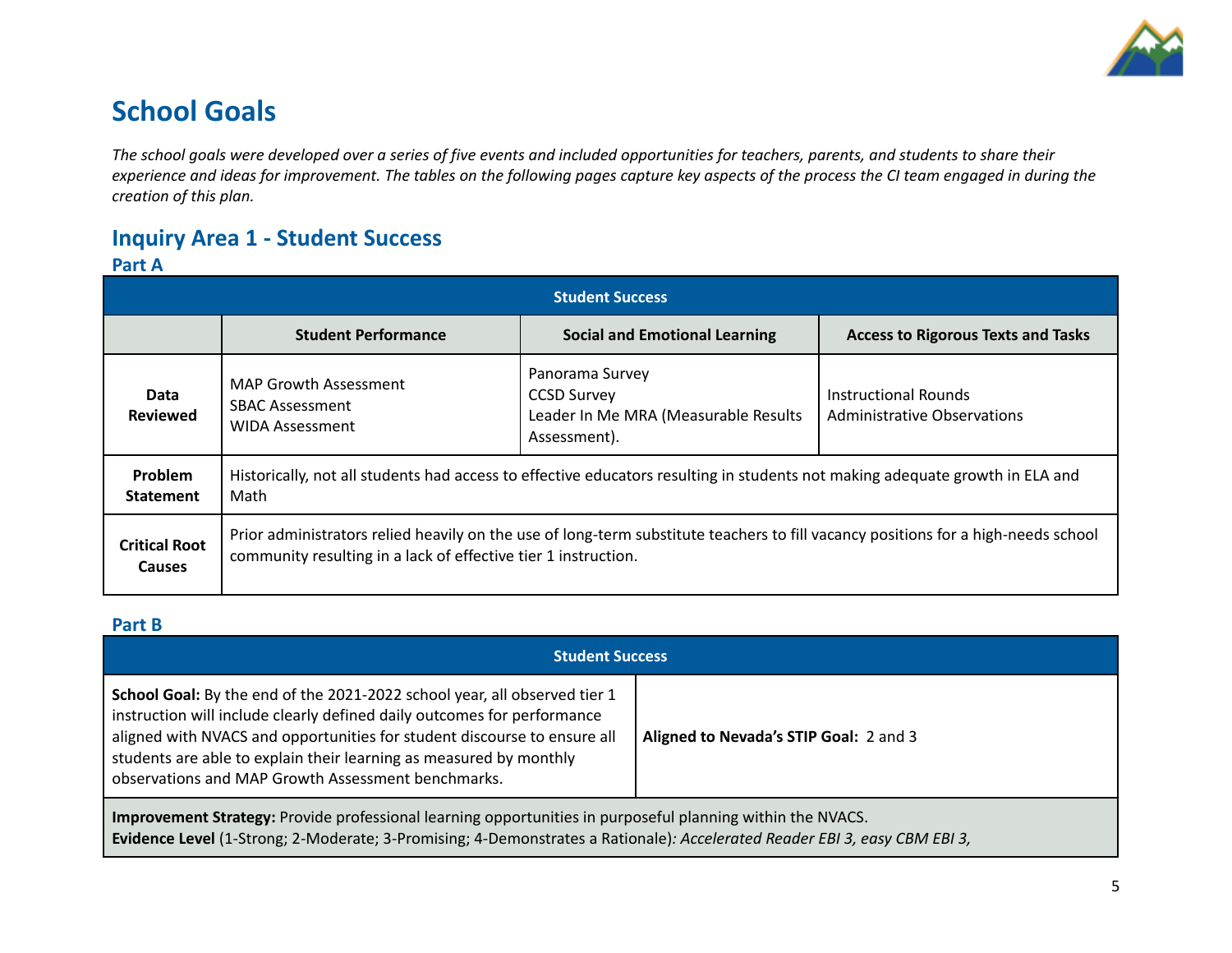# School Goals

*The school goals were developed over a series of five events and included opportunities for teachers, parents, and students to share their experience and ideas for improvement. The tables on the following pages capture key aspects of the process the CI team engaged in during the creation of this plan.*

## Inquiry Area 1 - Student Success

### Part A

| Student Success | | | |
|---|---|---|---|
| | **Student Performance** | **Social and Emotional Learning** | **Access to Rigorous Texts and Tasks** |
| **Data Reviewed** | MAP Growth Assessment<br>SBAC Assessment<br>WIDA Assessment | Panorama Survey<br>CCSD Survey<br>Leader In Me MRA (Measurable Results Assessment). | Instructional Rounds<br>Administrative Observations |
| **Problem Statement** | Historically, not all students had access to effective educators resulting in students not making adequate growth in ELA and Math | | |
| **Critical Root Causes** | Prior administrators relied heavily on the use of long-term substitute teachers to fill vacancy positions for a high-needs school community resulting in a lack of effective tier 1 instruction. | | |

### Part B

| Student Success | |
|---|---|
| **School Goal:** By the end of the 2021-2022 school year, all observed tier 1 instruction will include clearly defined daily outcomes for performance aligned with NVACS and opportunities for student discourse to ensure all students are able to explain their learning as measured by monthly observations and MAP Growth Assessment benchmarks. | **Aligned to Nevada's STIP Goal:** 2 and 3 |
| **Improvement Strategy:** Provide professional learning opportunities in purposeful planning within the NVACS.<br>**Evidence Level** (1-Strong; 2-Moderate; 3-Promising; 4-Demonstrates a Rationale)*: Accelerated Reader EBI 3, easy CBM EBI 3,* | |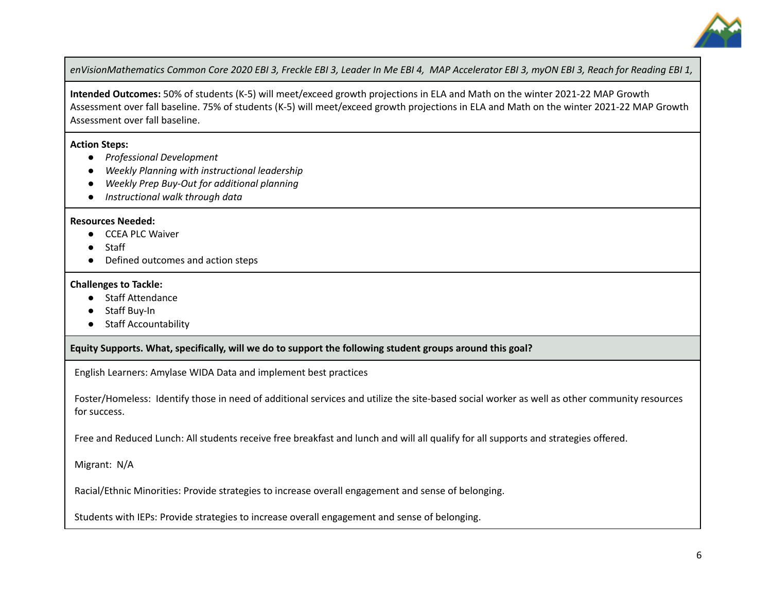*enVisionMathematics Common Core 2020 EBI 3, Freckle EBI 3, Leader In Me EBI 4, MAP Accelerator EBI 3, myON EBI 3, Reach for Reading EBI 1,*

**Intended Outcomes:** 50% of students (K-5) will meet/exceed growth projections in ELA and Math on the winter 2021-22 MAP Growth Assessment over fall baseline. 75% of students (K-5) will meet/exceed growth projections in ELA and Math on the winter 2021-22 MAP Growth Assessment over fall baseline.

**Action Steps:**

- *Professional Development*
- *Weekly Planning with instructional leadership*
- *Weekly Prep Buy-Out for additional planning*
- *Instructional walk through data*

**Resources Needed:**

- CCEA PLC Waiver
- Staff
- Defined outcomes and action steps

**Challenges to Tackle:**

- Staff Attendance
- Staff Buy-In
- Staff Accountability

**Equity Supports. What, specifically, will we do to support the following student groups around this goal?**

English Learners: Amylase WIDA Data and implement best practices

Foster/Homeless: Identify those in need of additional services and utilize the site-based social worker as well as other community resources for success.

Free and Reduced Lunch: All students receive free breakfast and lunch and will all qualify for all supports and strategies offered.

Migrant: N/A

Racial/Ethnic Minorities: Provide strategies to increase overall engagement and sense of belonging.

Students with IEPs: Provide strategies to increase overall engagement and sense of belonging.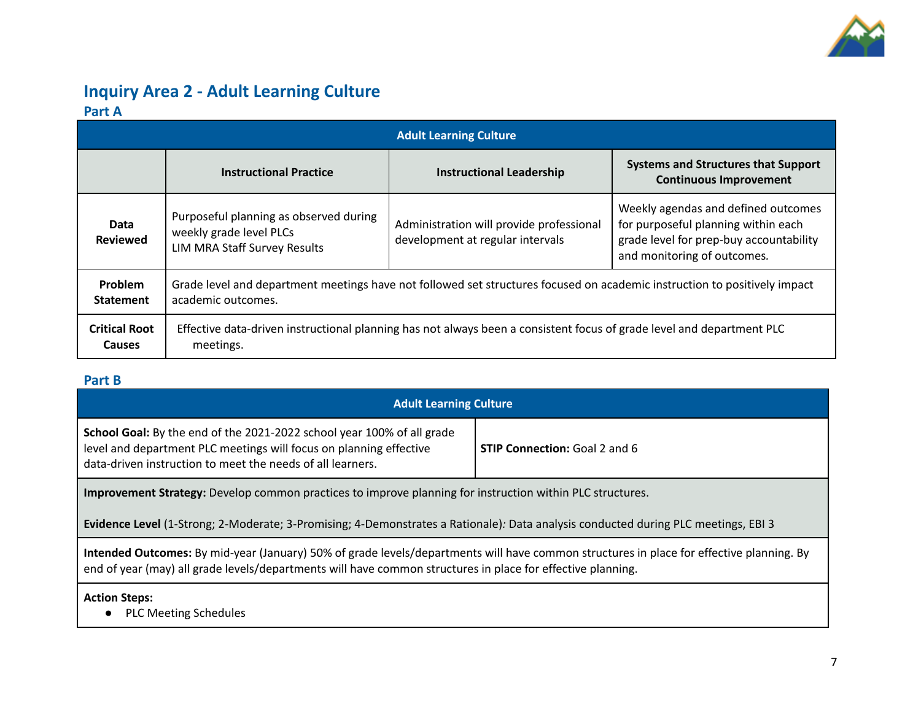## Inquiry Area 2 - Adult Learning Culture

### Part A

| Adult Learning Culture | | | |
|---|---|---|---|
| | **Instructional Practice** | **Instructional Leadership** | **Systems and Structures that Support Continuous Improvement** |
| **Data Reviewed** | Purposeful planning as observed during weekly grade level PLCs<br>LIM MRA Staff Survey Results | Administration will provide professional development at regular intervals | Weekly agendas and defined outcomes for purposeful planning within each grade level for prep-buy accountability and monitoring of outcomes. |
| **Problem Statement** | Grade level and department meetings have not followed set structures focused on academic instruction to positively impact academic outcomes. | | |
| **Critical Root Causes** | Effective data-driven instructional planning has not always been a consistent focus of grade level and department PLC meetings. | | |

### Part B

| Adult Learning Culture | |
|---|---|
| **School Goal:** By the end of the 2021-2022 school year 100% of all grade level and department PLC meetings will focus on planning effective data-driven instruction to meet the needs of all learners. | **STIP Connection:** Goal 2 and 6 |
| **Improvement Strategy:** Develop common practices to improve planning for instruction within PLC structures.<br><br>**Evidence Level** (1-Strong; 2-Moderate; 3-Promising; 4-Demonstrates a Rationale)*:* Data analysis conducted during PLC meetings, EBI 3 | |
| **Intended Outcomes:** By mid-year (January) 50% of grade levels/departments will have common structures in place for effective planning. By end of year (may) all grade levels/departments will have common structures in place for effective planning. | |
| **Action Steps:**<br>● PLC Meeting Schedules | |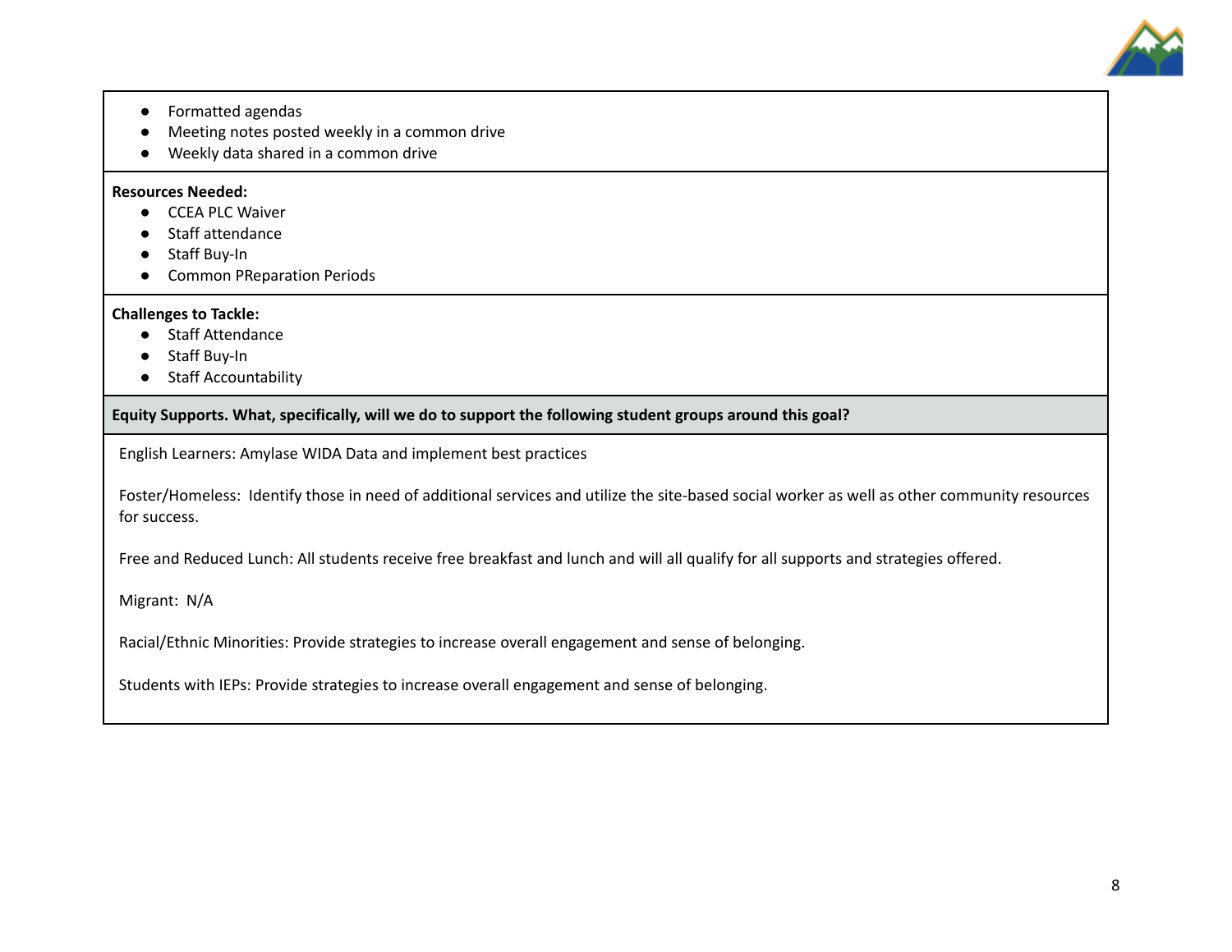- Formatted agendas
- Meeting notes posted weekly in a common drive
- Weekly data shared in a common drive

**Resources Needed:**

- CCEA PLC Waiver
- Staff attendance
- Staff Buy-In
- Common PReparation Periods

**Challenges to Tackle:**

- Staff Attendance
- Staff Buy-In
- Staff Accountability

**Equity Supports. What, specifically, will we do to support the following student groups around this goal?**

English Learners: Amylase WIDA Data and implement best practices

Foster/Homeless: Identify those in need of additional services and utilize the site-based social worker as well as other community resources for success.

Free and Reduced Lunch: All students receive free breakfast and lunch and will all qualify for all supports and strategies offered.

Migrant: N/A

Racial/Ethnic Minorities: Provide strategies to increase overall engagement and sense of belonging.

Students with IEPs: Provide strategies to increase overall engagement and sense of belonging.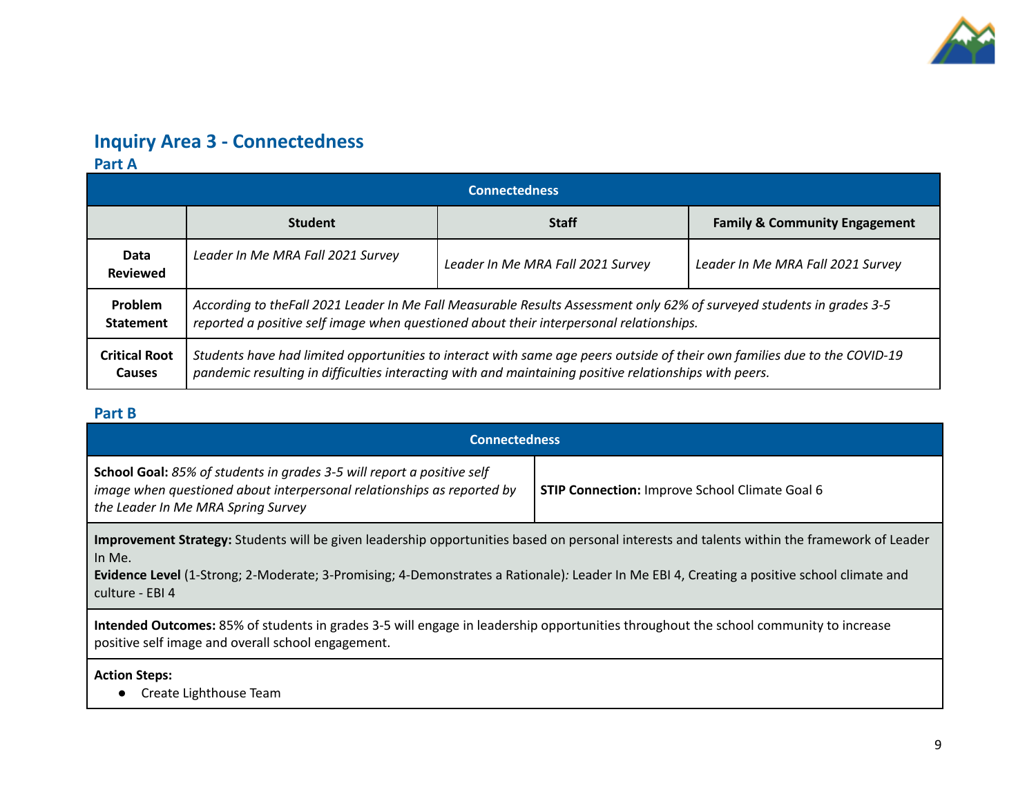## Inquiry Area 3 - Connectedness

### Part A

| Connectedness | | | |
|---|---|---|---|
| | **Student** | **Staff** | **Family & Community Engagement** |
| **Data Reviewed** | *Leader In Me MRA Fall 2021 Survey* | *Leader In Me MRA Fall 2021 Survey* | *Leader In Me MRA Fall 2021 Survey* |
| **Problem Statement** | *According to theFall 2021 Leader In Me Fall Measurable Results Assessment only 62% of surveyed students in grades 3-5 reported a positive self image when questioned about their interpersonal relationships.* | | |
| **Critical Root Causes** | *Students have had limited opportunities to interact with same age peers outside of their own families due to the COVID-19 pandemic resulting in difficulties interacting with and maintaining positive relationships with peers.* | | |

### Part B

| Connectedness | |
|---|---|
| **School Goal:** *85% of students in grades 3-5 will report a positive self image when questioned about interpersonal relationships as reported by the Leader In Me MRA Spring Survey* | **STIP Connection:** Improve School Climate Goal 6 |
| **Improvement Strategy:** Students will be given leadership opportunities based on personal interests and talents within the framework of Leader In Me.<br>**Evidence Level** (1-Strong; 2-Moderate; 3-Promising; 4-Demonstrates a Rationale)*:* Leader In Me EBI 4, Creating a positive school climate and culture - EBI 4 | |
| **Intended Outcomes:** 85% of students in grades 3-5 will engage in leadership opportunities throughout the school community to increase positive self image and overall school engagement. | |
| **Action Steps:**<br>● Create Lighthouse Team | |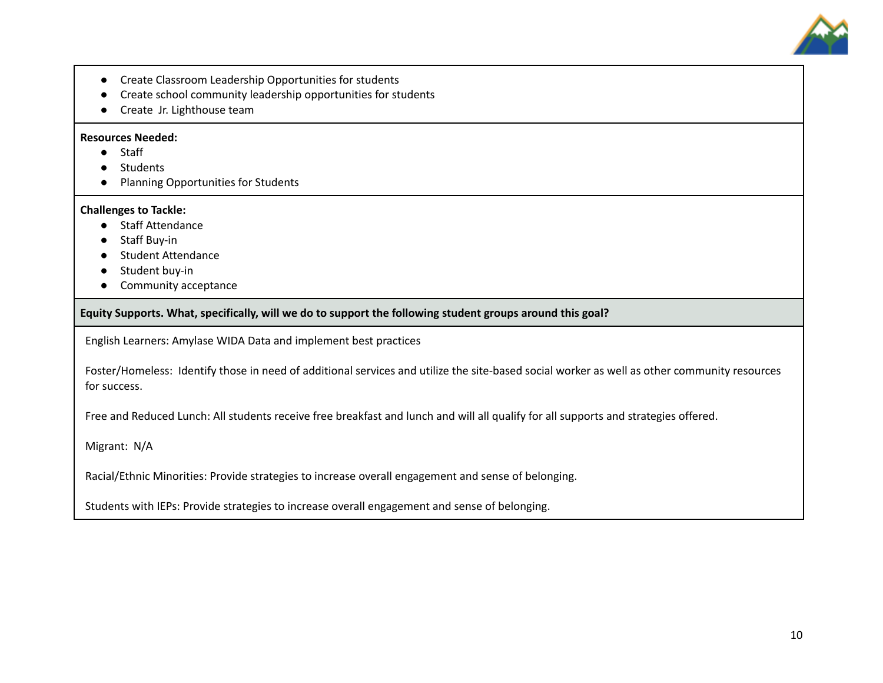- Create Classroom Leadership Opportunities for students
- Create school community leadership opportunities for students
- Create  Jr. Lighthouse team

**Resources Needed:**

- Staff
- Students
- Planning Opportunities for Students

**Challenges to Tackle:**

- Staff Attendance
- Staff Buy-in
- Student Attendance
- Student buy-in
- Community acceptance

**Equity Supports. What, specifically, will we do to support the following student groups around this goal?**

English Learners: Amylase WIDA Data and implement best practices

Foster/Homeless:  Identify those in need of additional services and utilize the site-based social worker as well as other community resources for success.

Free and Reduced Lunch: All students receive free breakfast and lunch and will all qualify for all supports and strategies offered.

Migrant:  N/A

Racial/Ethnic Minorities: Provide strategies to increase overall engagement and sense of belonging.

Students with IEPs: Provide strategies to increase overall engagement and sense of belonging.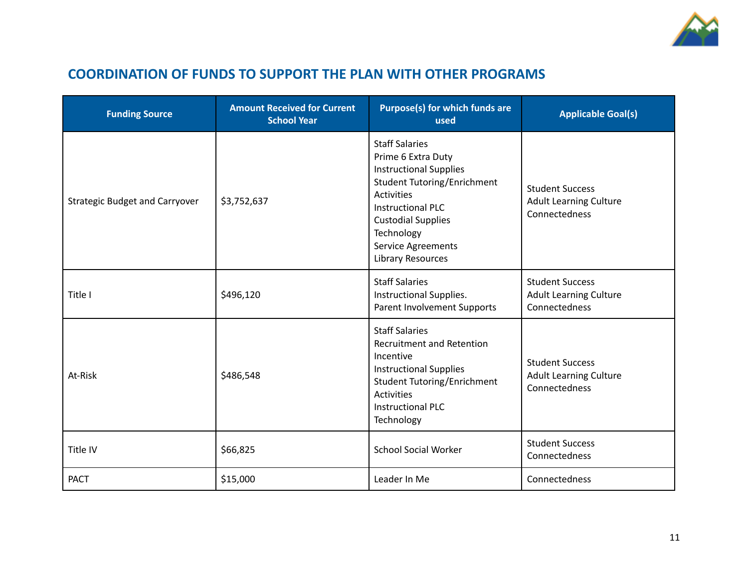## COORDINATION OF FUNDS TO SUPPORT THE PLAN WITH OTHER PROGRAMS

| Funding Source | Amount Received for Current School Year | Purpose(s) for which funds are used | Applicable Goal(s) |
|---|---|---|---|
| Strategic Budget and Carryover | $3,752,637 | Staff Salaries<br>Prime 6 Extra Duty<br>Instructional Supplies<br>Student Tutoring/Enrichment Activities<br>Instructional PLC<br>Custodial Supplies<br>Technology<br>Service Agreements<br>Library Resources | Student Success<br>Adult Learning Culture<br>Connectedness |
| Title I | $496,120 | Staff Salaries<br>Instructional Supplies.<br>Parent Involvement Supports | Student Success<br>Adult Learning Culture<br>Connectedness |
| At-Risk | $486,548 | Staff Salaries<br>Recruitment and Retention Incentive<br>Instructional Supplies<br>Student Tutoring/Enrichment Activities<br>Instructional PLC<br>Technology | Student Success<br>Adult Learning Culture<br>Connectedness |
| Title IV | $66,825 | School Social Worker | Student Success<br>Connectedness |
| PACT | $15,000 | Leader In Me | Connectedness |